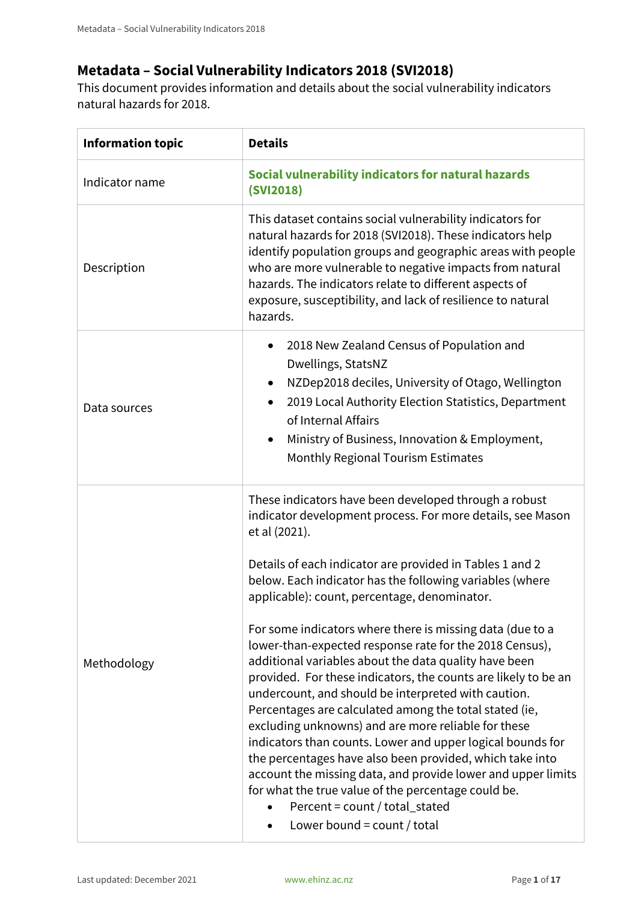# Metadata – Social Vulnerability Indicators 2018 (SVI2018)

This document provides information and details about the social vulnerability indicators natural hazards for 2018.

| Information topic | Details |
| --- | --- |
| Indicator name | **Social vulnerability indicators for natural hazards (SVI2018)** |
| Description | This dataset contains social vulnerability indicators for natural hazards for 2018 (SVI2018). These indicators help identify population groups and geographic areas with people who are more vulnerable to negative impacts from natural hazards. The indicators relate to different aspects of exposure, susceptibility, and lack of resilience to natural hazards. |
| Data sources | • 2018 New Zealand Census of Population and Dwellings, StatsNZ<br>• NZDep2018 deciles, University of Otago, Wellington<br>• 2019 Local Authority Election Statistics, Department of Internal Affairs<br>• Ministry of Business, Innovation & Employment, Monthly Regional Tourism Estimates |
| Methodology | These indicators have been developed through a robust indicator development process. For more details, see Mason et al (2021).<br><br>Details of each indicator are provided in Tables 1 and 2 below. Each indicator has the following variables (where applicable): count, percentage, denominator.<br><br>For some indicators where there is missing data (due to a lower-than-expected response rate for the 2018 Census), additional variables about the data quality have been provided. For these indicators, the counts are likely to be an undercount, and should be interpreted with caution. Percentages are calculated among the total stated (ie, excluding unknowns) and are more reliable for these indicators than counts. Lower and upper logical bounds for the percentages have also been provided, which take into account the missing data, and provide lower and upper limits for what the true value of the percentage could be.<br>• Percent = count / total_stated<br>• Lower bound = count / total |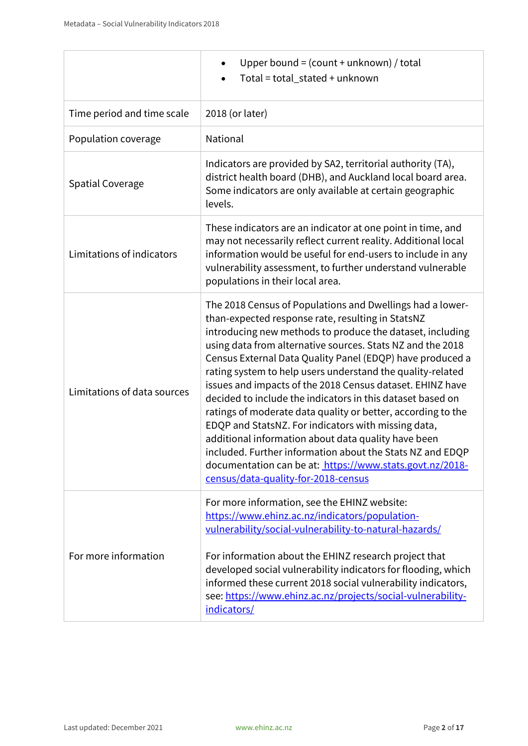| | |
|---|---|
| | • Upper bound = (count + unknown) / total<br>• Total = total_stated + unknown |
| Time period and time scale | 2018 (or later) |
| Population coverage | National |
| Spatial Coverage | Indicators are provided by SA2, territorial authority (TA), district health board (DHB), and Auckland local board area. Some indicators are only available at certain geographic levels. |
| Limitations of indicators | These indicators are an indicator at one point in time, and may not necessarily reflect current reality. Additional local information would be useful for end-users to include in any vulnerability assessment, to further understand vulnerable populations in their local area. |
| Limitations of data sources | The 2018 Census of Populations and Dwellings had a lower-than-expected response rate, resulting in StatsNZ introducing new methods to produce the dataset, including using data from alternative sources. Stats NZ and the 2018 Census External Data Quality Panel (EDQP) have produced a rating system to help users understand the quality-related issues and impacts of the 2018 Census dataset. EHINZ have decided to include the indicators in this dataset based on ratings of moderate data quality or better, according to the EDQP and StatsNZ. For indicators with missing data, additional information about data quality have been included. Further information about the Stats NZ and EDQP documentation can be at: https://www.stats.govt.nz/2018-census/data-quality-for-2018-census |
| For more information | For more information, see the EHINZ website: https://www.ehinz.ac.nz/indicators/population-vulnerability/social-vulnerability-to-natural-hazards/<br><br>For information about the EHINZ research project that developed social vulnerability indicators for flooding, which informed these current 2018 social vulnerability indicators, see: https://www.ehinz.ac.nz/projects/social-vulnerability-indicators/ |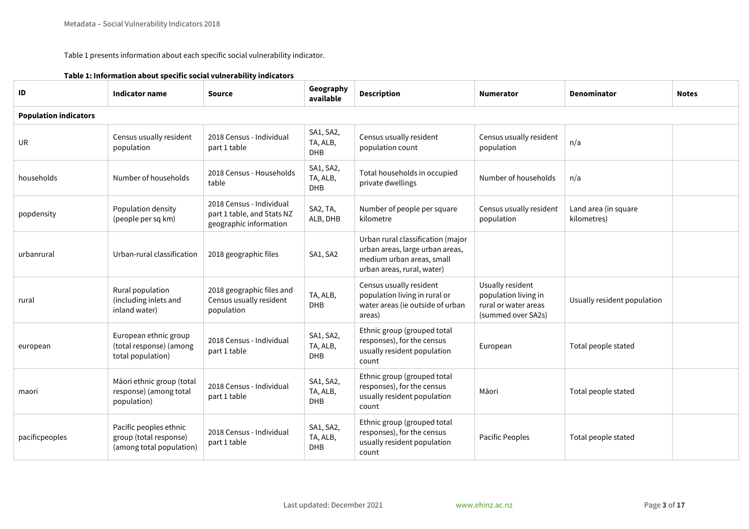Table 1 presents information about each specific social vulnerability indicator.

**Table 1: Information about specific social vulnerability indicators**

| ID | Indicator name | Source | Geography available | Description | Numerator | Denominator | Notes |
|---|---|---|---|---|---|---|---|
| **Population indicators** | | | | | | | |
| UR | Census usually resident population | 2018 Census - Individual part 1 table | SA1, SA2, TA, ALB, DHB | Census usually resident population count | Census usually resident population | n/a | |
| households | Number of households | 2018 Census - Households table | SA1, SA2, TA, ALB, DHB | Total households in occupied private dwellings | Number of households | n/a | |
| popdensity | Population density (people per sq km) | 2018 Census - Individual part 1 table, and Stats NZ geographic information | SA2, TA, ALB, DHB | Number of people per square kilometre | Census usually resident population | Land area (in square kilometres) | |
| urbanrural | Urban-rural classification | 2018 geographic files | SA1, SA2 | Urban rural classification (major urban areas, large urban areas, medium urban areas, small urban areas, rural, water) | | | |
| rural | Rural population (including inlets and inland water) | 2018 geographic files and Census usually resident population | TA, ALB, DHB | Census usually resident population living in rural or water areas (ie outside of urban areas) | Usually resident population living in rural or water areas (summed over SA2s) | Usually resident population | |
| european | European ethnic group (total response) (among total population) | 2018 Census - Individual part 1 table | SA1, SA2, TA, ALB, DHB | Ethnic group (grouped total responses), for the census usually resident population count | European | Total people stated | |
| maori | Māori ethnic group (total response) (among total population) | 2018 Census - Individual part 1 table | SA1, SA2, TA, ALB, DHB | Ethnic group (grouped total responses), for the census usually resident population count | Māori | Total people stated | |
| pacificpeoples | Pacific peoples ethnic group (total response) (among total population) | 2018 Census - Individual part 1 table | SA1, SA2, TA, ALB, DHB | Ethnic group (grouped total responses), for the census usually resident population count | Pacific Peoples | Total people stated | |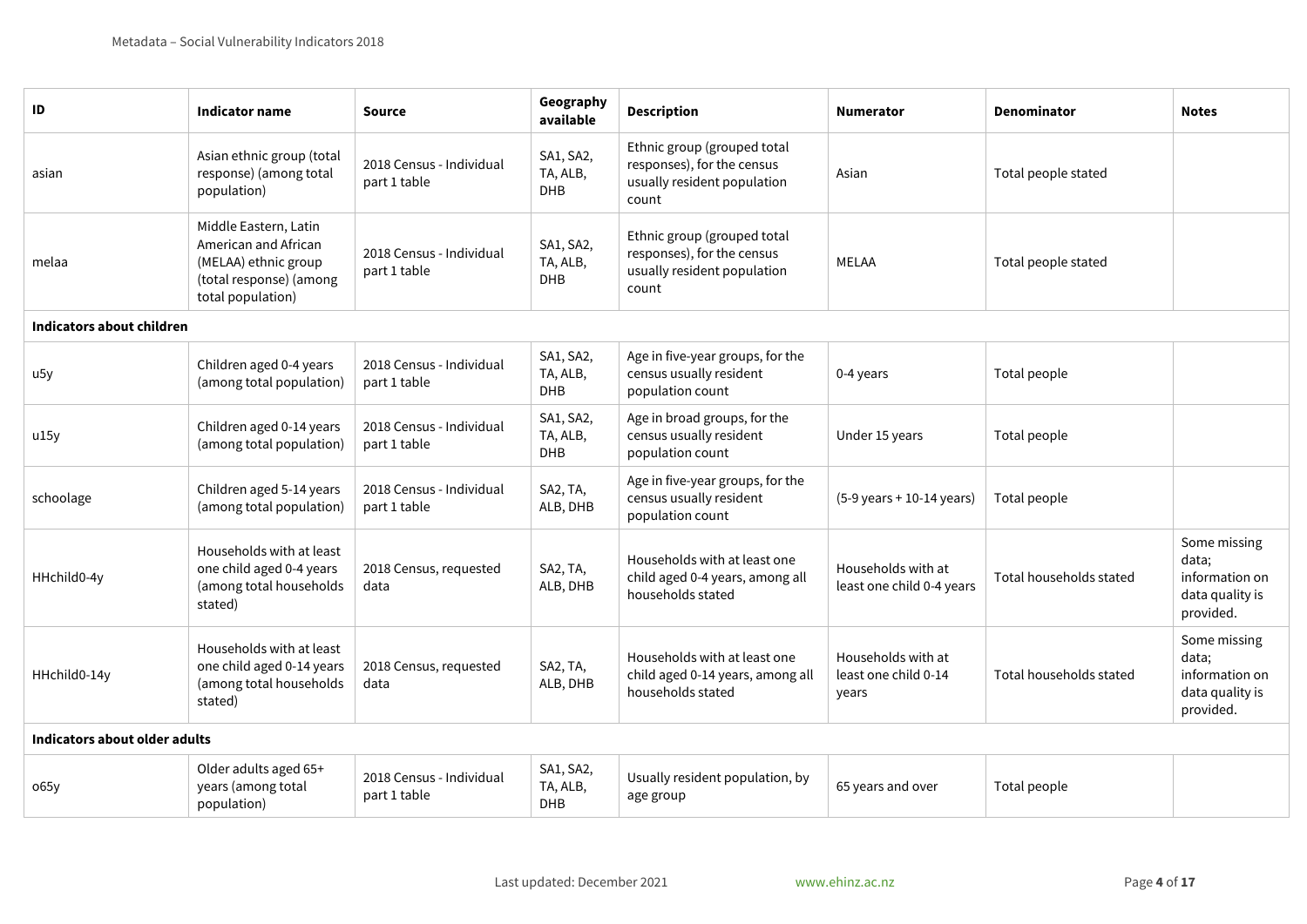| ID | Indicator name | Source | Geography available | Description | Numerator | Denominator | Notes |
|---|---|---|---|---|---|---|---|
| asian | Asian ethnic group (total response) (among total population) | 2018 Census - Individual part 1 table | SA1, SA2, TA, ALB, DHB | Ethnic group (grouped total responses), for the census usually resident population count | Asian | Total people stated | |
| melaa | Middle Eastern, Latin American and African (MELAA) ethnic group (total response) (among total population) | 2018 Census - Individual part 1 table | SA1, SA2, TA, ALB, DHB | Ethnic group (grouped total responses), for the census usually resident population count | MELAA | Total people stated | |
| **Indicators about children** | | | | | | | |
| u5y | Children aged 0-4 years (among total population) | 2018 Census - Individual part 1 table | SA1, SA2, TA, ALB, DHB | Age in five-year groups, for the census usually resident population count | 0-4 years | Total people | |
| u15y | Children aged 0-14 years (among total population) | 2018 Census - Individual part 1 table | SA1, SA2, TA, ALB, DHB | Age in broad groups, for the census usually resident population count | Under 15 years | Total people | |
| schoolage | Children aged 5-14 years (among total population) | 2018 Census - Individual part 1 table | SA2, TA, ALB, DHB | Age in five-year groups, for the census usually resident population count | (5-9 years + 10-14 years) | Total people | |
| HHchild0-4y | Households with at least one child aged 0-4 years (among total households stated) | 2018 Census, requested data | SA2, TA, ALB, DHB | Households with at least one child aged 0-4 years, among all households stated | Households with at least one child 0-4 years | Total households stated | Some missing data; information on data quality is provided. |
| HHchild0-14y | Households with at least one child aged 0-14 years (among total households stated) | 2018 Census, requested data | SA2, TA, ALB, DHB | Households with at least one child aged 0-14 years, among all households stated | Households with at least one child 0-14 years | Total households stated | Some missing data; information on data quality is provided. |
| **Indicators about older adults** | | | | | | | |
| o65y | Older adults aged 65+ years (among total population) | 2018 Census - Individual part 1 table | SA1, SA2, TA, ALB, DHB | Usually resident population, by age group | 65 years and over | Total people | |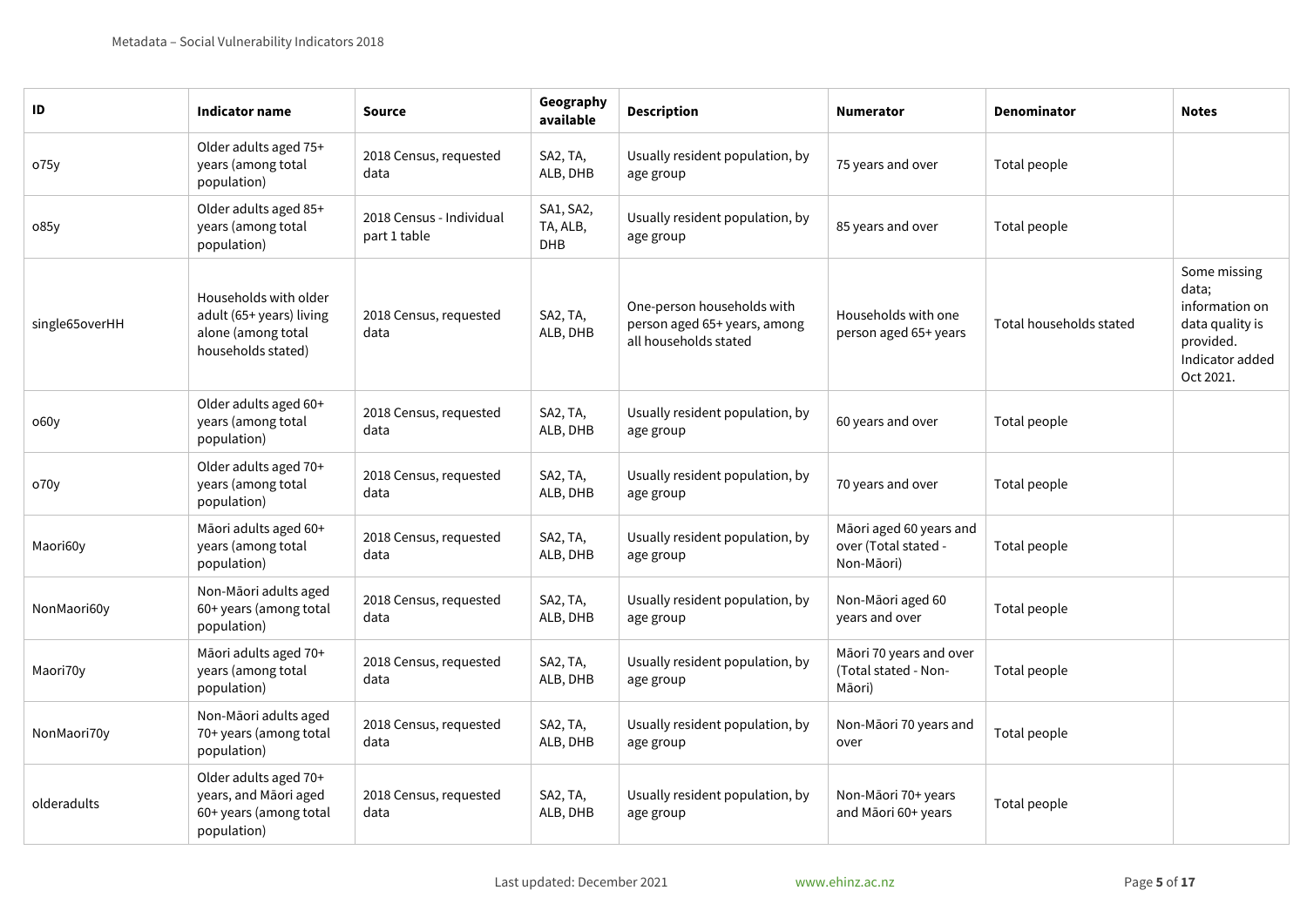| ID | Indicator name | Source | Geography available | Description | Numerator | Denominator | Notes |
|---|---|---|---|---|---|---|---|
| o75y | Older adults aged 75+ years (among total population) | 2018 Census, requested data | SA2, TA, ALB, DHB | Usually resident population, by age group | 75 years and over | Total people | |
| o85y | Older adults aged 85+ years (among total population) | 2018 Census - Individual part 1 table | SA1, SA2, TA, ALB, DHB | Usually resident population, by age group | 85 years and over | Total people | |
| single65overHH | Households with older adult (65+ years) living alone (among total households stated) | 2018 Census, requested data | SA2, TA, ALB, DHB | One-person households with person aged 65+ years, among all households stated | Households with one person aged 65+ years | Total households stated | Some missing data; information on data quality is provided. Indicator added Oct 2021. |
| o60y | Older adults aged 60+ years (among total population) | 2018 Census, requested data | SA2, TA, ALB, DHB | Usually resident population, by age group | 60 years and over | Total people | |
| o70y | Older adults aged 70+ years (among total population) | 2018 Census, requested data | SA2, TA, ALB, DHB | Usually resident population, by age group | 70 years and over | Total people | |
| Maori60y | Māori adults aged 60+ years (among total population) | 2018 Census, requested data | SA2, TA, ALB, DHB | Usually resident population, by age group | Māori aged 60 years and over (Total stated - Non-Māori) | Total people | |
| NonMaori60y | Non-Māori adults aged 60+ years (among total population) | 2018 Census, requested data | SA2, TA, ALB, DHB | Usually resident population, by age group | Non-Māori aged 60 years and over | Total people | |
| Maori70y | Māori adults aged 70+ years (among total population) | 2018 Census, requested data | SA2, TA, ALB, DHB | Usually resident population, by age group | Māori 70 years and over (Total stated - Non-Māori) | Total people | |
| NonMaori70y | Non-Māori adults aged 70+ years (among total population) | 2018 Census, requested data | SA2, TA, ALB, DHB | Usually resident population, by age group | Non-Māori 70 years and over | Total people | |
| olderadults | Older adults aged 70+ years, and Māori aged 60+ years (among total population) | 2018 Census, requested data | SA2, TA, ALB, DHB | Usually resident population, by age group | Non-Māori 70+ years and Māori 60+ years | Total people | |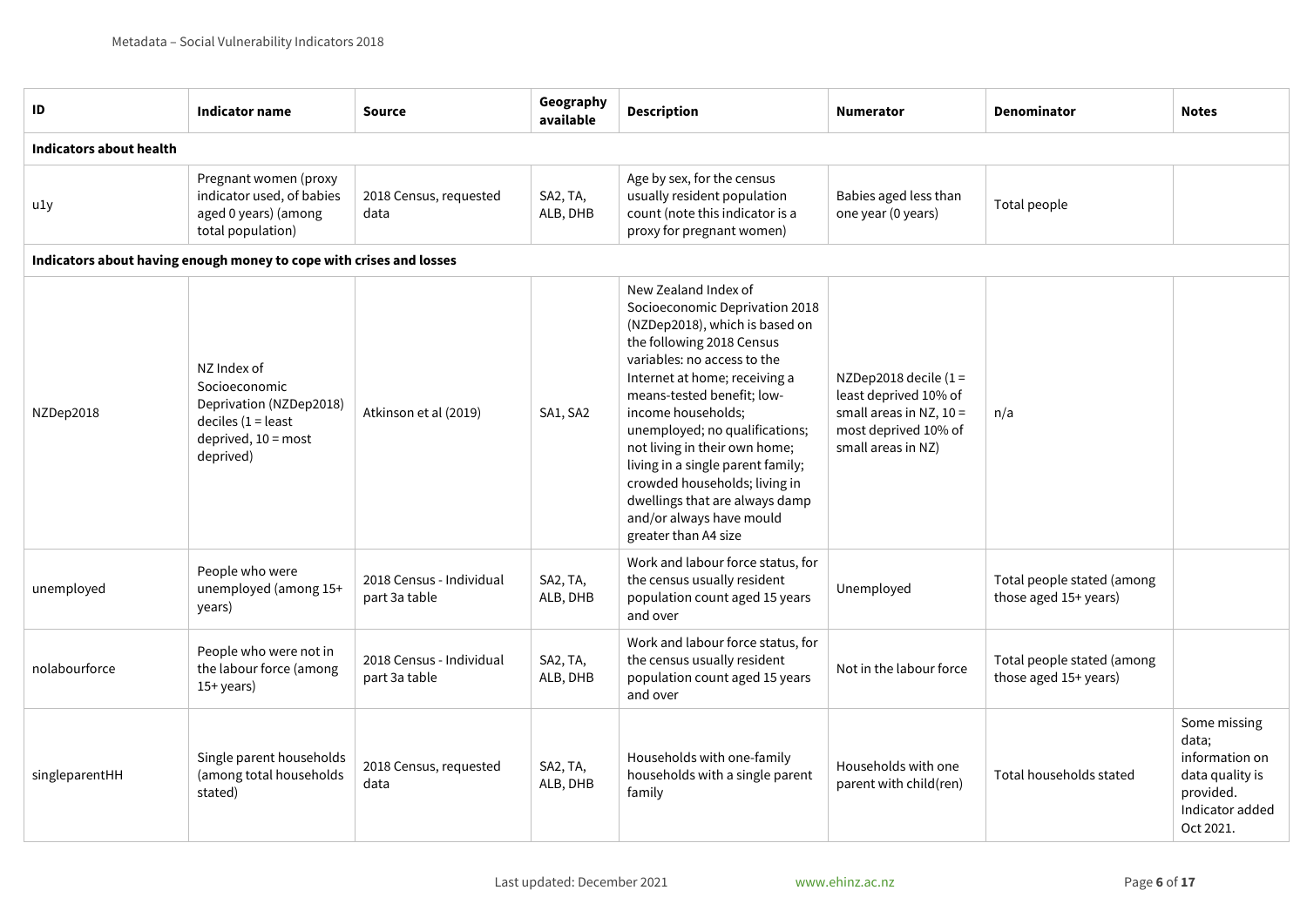| ID | Indicator name | Source | Geography available | Description | Numerator | Denominator | Notes |
|---|---|---|---|---|---|---|---|
| **Indicators about health** | | | | | | | |
| u1y | Pregnant women (proxy indicator used, of babies aged 0 years) (among total population) | 2018 Census, requested data | SA2, TA, ALB, DHB | Age by sex, for the census usually resident population count (note this indicator is a proxy for pregnant women) | Babies aged less than one year (0 years) | Total people | |
| **Indicators about having enough money to cope with crises and losses** | | | | | | | |
| NZDep2018 | NZ Index of Socioeconomic Deprivation (NZDep2018) deciles (1 = least deprived, 10 = most deprived) | Atkinson et al (2019) | SA1, SA2 | New Zealand Index of Socioeconomic Deprivation 2018 (NZDep2018), which is based on the following 2018 Census variables: no access to the Internet at home; receiving a means-tested benefit; low-income households; unemployed; no qualifications; not living in their own home; living in a single parent family; crowded households; living in dwellings that are always damp and/or always have mould greater than A4 size | NZDep2018 decile (1 = least deprived 10% of small areas in NZ, 10 = most deprived 10% of small areas in NZ) | n/a | |
| unemployed | People who were unemployed (among 15+ years) | 2018 Census - Individual part 3a table | SA2, TA, ALB, DHB | Work and labour force status, for the census usually resident population count aged 15 years and over | Unemployed | Total people stated (among those aged 15+ years) | |
| nolabourforce | People who were not in the labour force (among 15+ years) | 2018 Census - Individual part 3a table | SA2, TA, ALB, DHB | Work and labour force status, for the census usually resident population count aged 15 years and over | Not in the labour force | Total people stated (among those aged 15+ years) | |
| singleparentHH | Single parent households (among total households stated) | 2018 Census, requested data | SA2, TA, ALB, DHB | Households with one-family households with a single parent family | Households with one parent with child(ren) | Total households stated | Some missing data; information on data quality is provided. Indicator added Oct 2021. |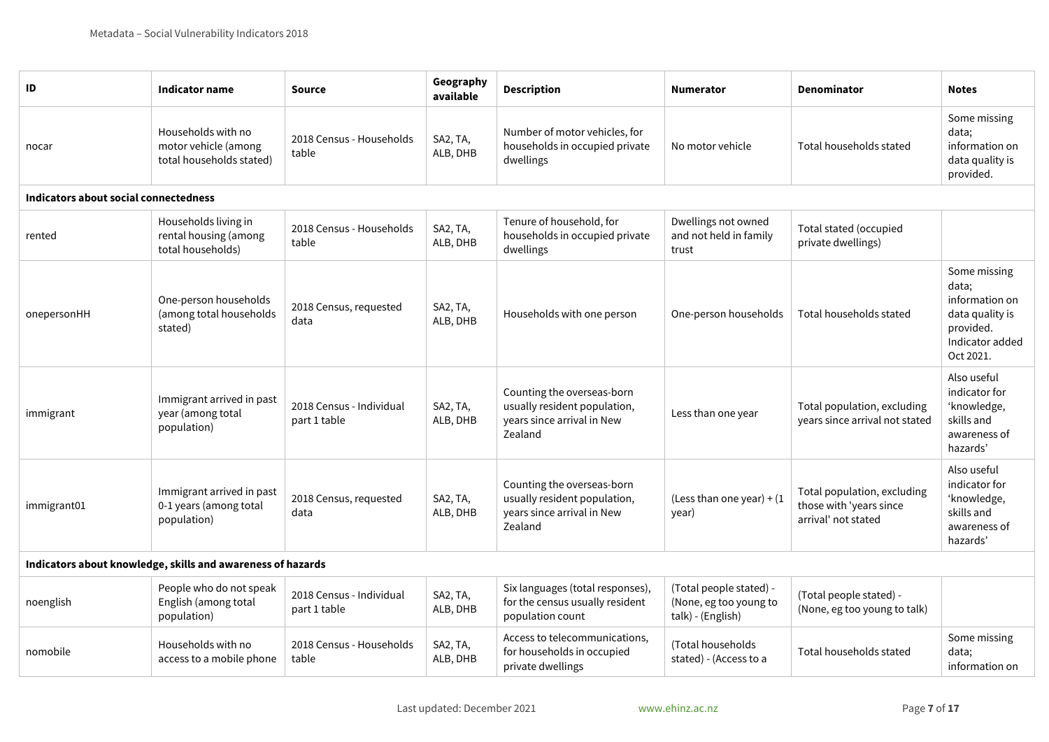| ID | Indicator name | Source | Geography available | Description | Numerator | Denominator | Notes |
|---|---|---|---|---|---|---|---|
| nocar | Households with no motor vehicle (among total households stated) | 2018 Census - Households table | SA2, TA, ALB, DHB | Number of motor vehicles, for households in occupied private dwellings | No motor vehicle | Total households stated | Some missing data; information on data quality is provided. |
| **Indicators about social connectedness** | | | | | | | |
| rented | Households living in rental housing (among total households) | 2018 Census - Households table | SA2, TA, ALB, DHB | Tenure of household, for households in occupied private dwellings | Dwellings not owned and not held in family trust | Total stated (occupied private dwellings) | |
| onepersonHH | One-person households (among total households stated) | 2018 Census, requested data | SA2, TA, ALB, DHB | Households with one person | One-person households | Total households stated | Some missing data; information on data quality is provided. Indicator added Oct 2021. |
| immigrant | Immigrant arrived in past year (among total population) | 2018 Census - Individual part 1 table | SA2, TA, ALB, DHB | Counting the overseas-born usually resident population, years since arrival in New Zealand | Less than one year | Total population, excluding years since arrival not stated | Also useful indicator for 'knowledge, skills and awareness of hazards' |
| immigrant01 | Immigrant arrived in past 0-1 years (among total population) | 2018 Census, requested data | SA2, TA, ALB, DHB | Counting the overseas-born usually resident population, years since arrival in New Zealand | (Less than one year) + (1 year) | Total population, excluding those with 'years since arrival' not stated | Also useful indicator for 'knowledge, skills and awareness of hazards' |
| **Indicators about knowledge, skills and awareness of hazards** | | | | | | | |
| noenglish | People who do not speak English (among total population) | 2018 Census - Individual part 1 table | SA2, TA, ALB, DHB | Six languages (total responses), for the census usually resident population count | (Total people stated) - (None, eg too young to talk) - (English) | (Total people stated) - (None, eg too young to talk) | |
| nomobile | Households with no access to a mobile phone | 2018 Census - Households table | SA2, TA, ALB, DHB | Access to telecommunications, for households in occupied private dwellings | (Total households stated) - (Access to a | Total households stated | Some missing data; information on |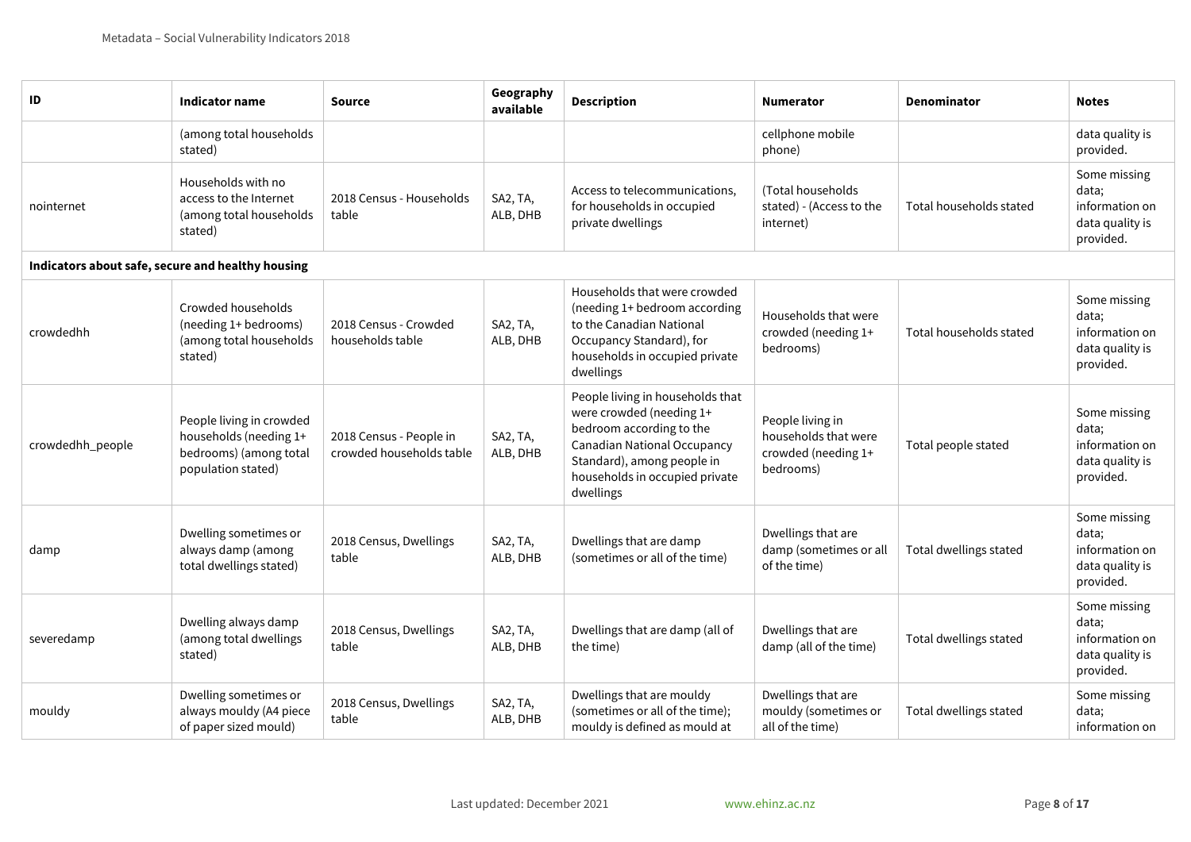| ID | Indicator name | Source | Geography available | Description | Numerator | Denominator | Notes |
|---|---|---|---|---|---|---|---|
| | (among total households stated) | | | | cellphone mobile phone) | | data quality is provided. |
| nointernet | Households with no access to the Internet (among total households stated) | 2018 Census - Households table | SA2, TA, ALB, DHB | Access to telecommunications, for households in occupied private dwellings | (Total households stated) - (Access to the internet) | Total households stated | Some missing data; information on data quality is provided. |
| **Indicators about safe, secure and healthy housing** | | | | | | | |
| crowdedhh | Crowded households (needing 1+ bedrooms) (among total households stated) | 2018 Census - Crowded households table | SA2, TA, ALB, DHB | Households that were crowded (needing 1+ bedroom according to the Canadian National Occupancy Standard), for households in occupied private dwellings | Households that were crowded (needing 1+ bedrooms) | Total households stated | Some missing data; information on data quality is provided. |
| crowdedhh_people | People living in crowded households (needing 1+ bedrooms) (among total population stated) | 2018 Census - People in crowded households table | SA2, TA, ALB, DHB | People living in households that were crowded (needing 1+ bedroom according to the Canadian National Occupancy Standard), among people in households in occupied private dwellings | People living in households that were crowded (needing 1+ bedrooms) | Total people stated | Some missing data; information on data quality is provided. |
| damp | Dwelling sometimes or always damp (among total dwellings stated) | 2018 Census, Dwellings table | SA2, TA, ALB, DHB | Dwellings that are damp (sometimes or all of the time) | Dwellings that are damp (sometimes or all of the time) | Total dwellings stated | Some missing data; information on data quality is provided. |
| severedamp | Dwelling always damp (among total dwellings stated) | 2018 Census, Dwellings table | SA2, TA, ALB, DHB | Dwellings that are damp (all of the time) | Dwellings that are damp (all of the time) | Total dwellings stated | Some missing data; information on data quality is provided. |
| mouldy | Dwelling sometimes or always mouldy (A4 piece of paper sized mould) | 2018 Census, Dwellings table | SA2, TA, ALB, DHB | Dwellings that are mouldy (sometimes or all of the time); mouldy is defined as mould at | Dwellings that are mouldy (sometimes or all of the time) | Total dwellings stated | Some missing data; information on |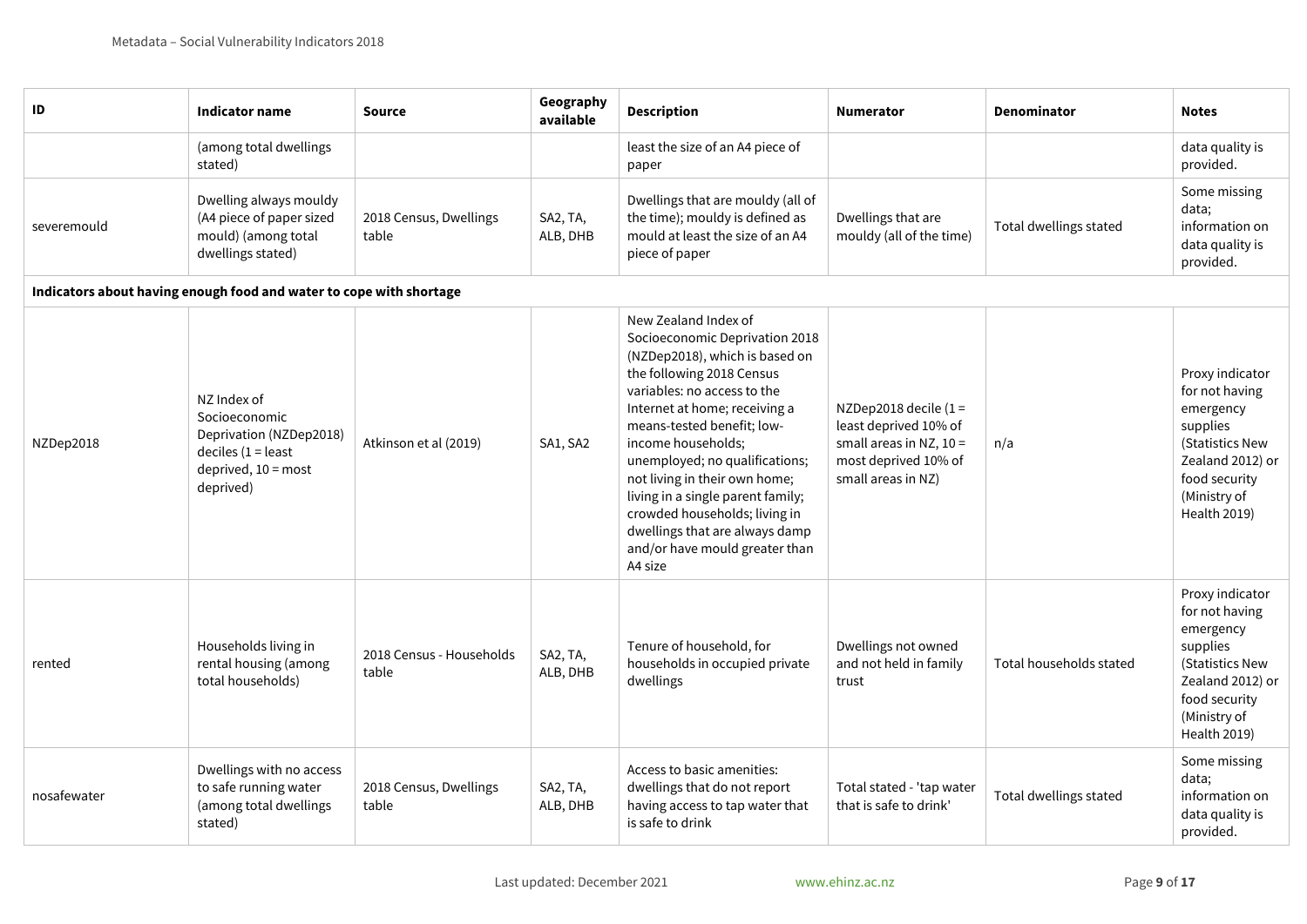| ID | Indicator name | Source | Geography available | Description | Numerator | Denominator | Notes |
|---|---|---|---|---|---|---|---|
| | (among total dwellings stated) | | | least the size of an A4 piece of paper | | | data quality is provided. |
| severemould | Dwelling always mouldy (A4 piece of paper sized mould) (among total dwellings stated) | 2018 Census, Dwellings table | SA2, TA, ALB, DHB | Dwellings that are mouldy (all of the time); mouldy is defined as mould at least the size of an A4 piece of paper | Dwellings that are mouldy (all of the time) | Total dwellings stated | Some missing data; information on data quality is provided. |
| **Indicators about having enough food and water to cope with shortage** | | | | | | | |
| NZDep2018 | NZ Index of Socioeconomic Deprivation (NZDep2018) deciles (1 = least deprived, 10 = most deprived) | Atkinson et al (2019) | SA1, SA2 | New Zealand Index of Socioeconomic Deprivation 2018 (NZDep2018), which is based on the following 2018 Census variables: no access to the Internet at home; receiving a means-tested benefit; low-income households; unemployed; no qualifications; not living in their own home; living in a single parent family; crowded households; living in dwellings that are always damp and/or have mould greater than A4 size | NZDep2018 decile (1 = least deprived 10% of small areas in NZ, 10 = most deprived 10% of small areas in NZ) | n/a | Proxy indicator for not having emergency supplies (Statistics New Zealand 2012) or food security (Ministry of Health 2019) |
| rented | Households living in rental housing (among total households) | 2018 Census - Households table | SA2, TA, ALB, DHB | Tenure of household, for households in occupied private dwellings | Dwellings not owned and not held in family trust | Total households stated | Proxy indicator for having emergency supplies (Statistics New Zealand 2012) or food security (Ministry of Health 2019) |
| nosafewater | Dwellings with no access to safe running water (among total dwellings stated) | 2018 Census, Dwellings table | SA2, TA, ALB, DHB | Access to basic amenities: dwellings that do not report having access to tap water that is safe to drink | Total stated - 'tap water that is safe to drink' | Total dwellings stated | Some missing data; information on data quality is provided. |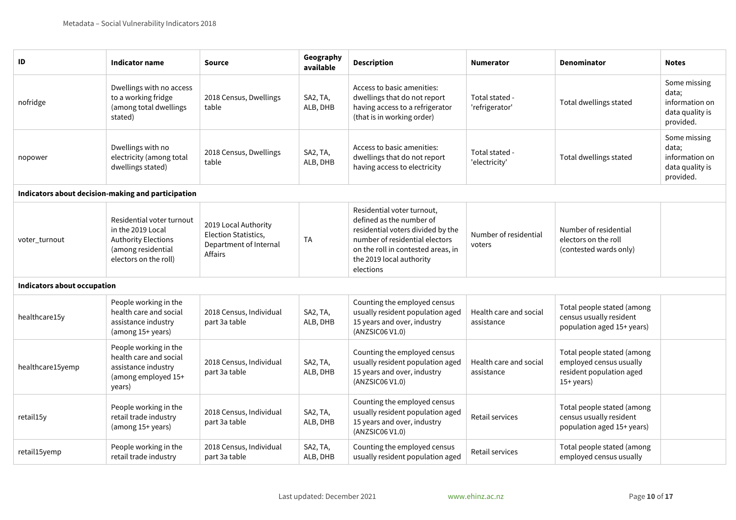| ID | Indicator name | Source | Geography available | Description | Numerator | Denominator | Notes |
|---|---|---|---|---|---|---|---|
| nofridge | Dwellings with no access to a working fridge (among total dwellings stated) | 2018 Census, Dwellings table | SA2, TA, ALB, DHB | Access to basic amenities: dwellings that do not report having access to a refrigerator (that is in working order) | Total stated - 'refrigerator' | Total dwellings stated | Some missing data; information on data quality is provided. |
| nopower | Dwellings with no electricity (among total dwellings stated) | 2018 Census, Dwellings table | SA2, TA, ALB, DHB | Access to basic amenities: dwellings that do not report having access to electricity | Total stated - 'electricity' | Total dwellings stated | Some missing data; information on data quality is provided. |
| **Indicators about decision-making and participation** | | | | | | | |
| voter_turnout | Residential voter turnout in the 2019 Local Authority Elections (among residential electors on the roll) | 2019 Local Authority Election Statistics, Department of Internal Affairs | TA | Residential voter turnout, defined as the number of residential voters divided by the number of residential electors on the roll in contested areas, in the 2019 local authority elections | Number of residential voters | Number of residential electors on the roll (contested wards only) | |
| **Indicators about occupation** | | | | | | | |
| healthcare15y | People working in the health care and social assistance industry (among 15+ years) | 2018 Census, Individual part 3a table | SA2, TA, ALB, DHB | Counting the employed census usually resident population aged 15 years and over, industry (ANZSIC06 V1.0) | Health care and social assistance | Total people stated (among census usually resident population aged 15+ years) | |
| healthcare15yemp | People working in the health care and social assistance industry (among employed 15+ years) | 2018 Census, Individual part 3a table | SA2, TA, ALB, DHB | Counting the employed census usually resident population aged 15 years and over, industry (ANZSIC06 V1.0) | Health care and social assistance | Total people stated (among employed census usually resident population aged 15+ years) | |
| retail15y | People working in the retail trade industry (among 15+ years) | 2018 Census, Individual part 3a table | SA2, TA, ALB, DHB | Counting the employed census usually resident population aged 15 years and over, industry (ANZSIC06 V1.0) | Retail services | Total people stated (among census usually resident population aged 15+ years) | |
| retail15yemp | People working in the retail trade industry | 2018 Census, Individual part 3a table | SA2, TA, ALB, DHB | Counting the employed census usually resident population aged | Retail services | Total people stated (among employed census usually | |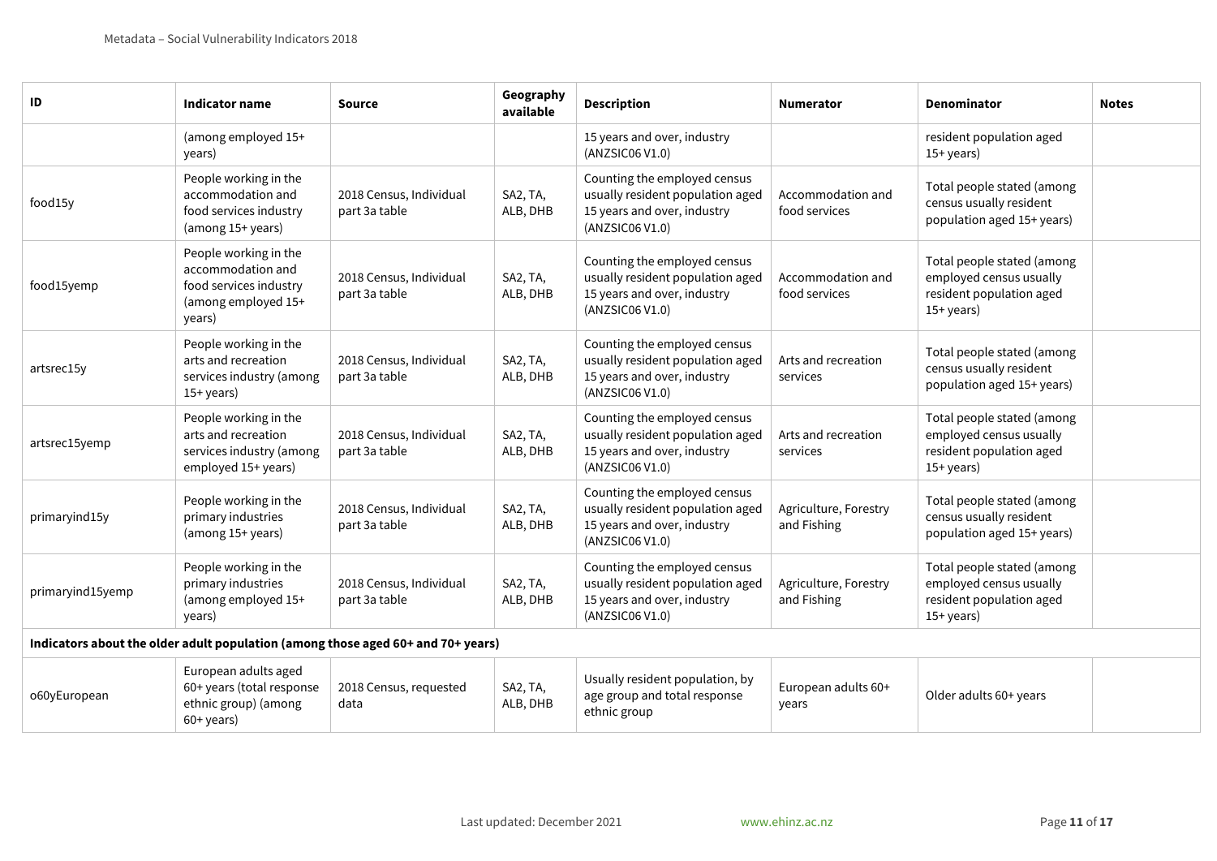| ID | Indicator name | Source | Geography available | Description | Numerator | Denominator | Notes |
|---|---|---|---|---|---|---|---|
| | (among employed 15+ years) | | | 15 years and over, industry (ANZSIC06 V1.0) | | resident population aged 15+ years) | |
| food15y | People working in the accommodation and food services industry (among 15+ years) | 2018 Census, Individual part 3a table | SA2, TA, ALB, DHB | Counting the employed census usually resident population aged 15 years and over, industry (ANZSIC06 V1.0) | Accommodation and food services | Total people stated (among census usually resident population aged 15+ years) | |
| food15yemp | People working in the accommodation and food services industry (among employed 15+ years) | 2018 Census, Individual part 3a table | SA2, TA, ALB, DHB | Counting the employed census usually resident population aged 15 years and over, industry (ANZSIC06 V1.0) | Accommodation and food services | Total people stated (among employed census usually resident population aged 15+ years) | |
| artsrec15y | People working in the arts and recreation services industry (among 15+ years) | 2018 Census, Individual part 3a table | SA2, TA, ALB, DHB | Counting the employed census usually resident population aged 15 years and over, industry (ANZSIC06 V1.0) | Arts and recreation services | Total people stated (among census usually resident population aged 15+ years) | |
| artsrec15yemp | People working in the arts and recreation services industry (among employed 15+ years) | 2018 Census, Individual part 3a table | SA2, TA, ALB, DHB | Counting the employed census usually resident population aged 15 years and over, industry (ANZSIC06 V1.0) | Arts and recreation services | Total people stated (among employed census usually resident population aged 15+ years) | |
| primaryind15y | People working in the primary industries (among 15+ years) | 2018 Census, Individual part 3a table | SA2, TA, ALB, DHB | Counting the employed census usually resident population aged 15 years and over, industry (ANZSIC06 V1.0) | Agriculture, Forestry and Fishing | Total people stated (among census usually resident population aged 15+ years) | |
| primaryind15yemp | People working in the primary industries (among employed 15+ years) | 2018 Census, Individual part 3a table | SA2, TA, ALB, DHB | Counting the employed census usually resident population aged 15 years and over, industry (ANZSIC06 V1.0) | Agriculture, Forestry and Fishing | Total people stated (among employed census usually resident population aged 15+ years) | |
| **Indicators about the older adult population (among those aged 60+ and 70+ years)** | | | | | | | |
| o60yEuropean | European adults aged 60+ years (total response ethnic group) (among 60+ years) | 2018 Census, requested data | SA2, TA, ALB, DHB | Usually resident population, by age group and total response ethnic group | European adults 60+ years | Older adults 60+ years | |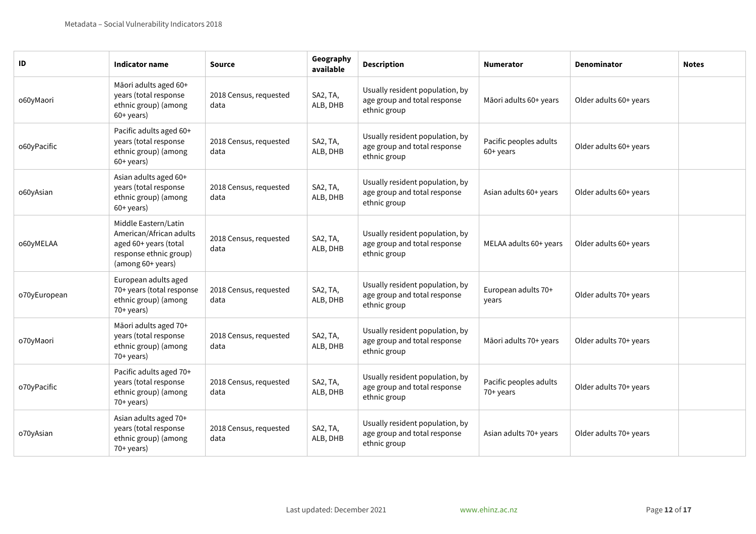| ID | Indicator name | Source | Geography available | Description | Numerator | Denominator | Notes |
|---|---|---|---|---|---|---|---|
| o60yMaori | Māori adults aged 60+ years (total response ethnic group) (among 60+ years) | 2018 Census, requested data | SA2, TA, ALB, DHB | Usually resident population, by age group and total response ethnic group | Māori adults 60+ years | Older adults 60+ years | |
| o60yPacific | Pacific adults aged 60+ years (total response ethnic group) (among 60+ years) | 2018 Census, requested data | SA2, TA, ALB, DHB | Usually resident population, by age group and total response ethnic group | Pacific peoples adults 60+ years | Older adults 60+ years | |
| o60yAsian | Asian adults aged 60+ years (total response ethnic group) (among 60+ years) | 2018 Census, requested data | SA2, TA, ALB, DHB | Usually resident population, by age group and total response ethnic group | Asian adults 60+ years | Older adults 60+ years | |
| o60yMELAA | Middle Eastern/Latin American/African adults aged 60+ years (total response ethnic group) (among 60+ years) | 2018 Census, requested data | SA2, TA, ALB, DHB | Usually resident population, by age group and total response ethnic group | MELAA adults 60+ years | Older adults 60+ years | |
| o70yEuropean | European adults aged 70+ years (total response ethnic group) (among 70+ years) | 2018 Census, requested data | SA2, TA, ALB, DHB | Usually resident population, by age group and total response ethnic group | European adults 70+ years | Older adults 70+ years | |
| o70yMaori | Māori adults aged 70+ years (total response ethnic group) (among 70+ years) | 2018 Census, requested data | SA2, TA, ALB, DHB | Usually resident population, by age group and total response ethnic group | Māori adults 70+ years | Older adults 70+ years | |
| o70yPacific | Pacific adults aged 70+ years (total response ethnic group) (among 70+ years) | 2018 Census, requested data | SA2, TA, ALB, DHB | Usually resident population, by age group and total response ethnic group | Pacific peoples adults 70+ years | Older adults 70+ years | |
| o70yAsian | Asian adults aged 70+ years (total response ethnic group) (among 70+ years) | 2018 Census, requested data | SA2, TA, ALB, DHB | Usually resident population, by age group and total response ethnic group | Asian adults 70+ years | Older adults 70+ years | |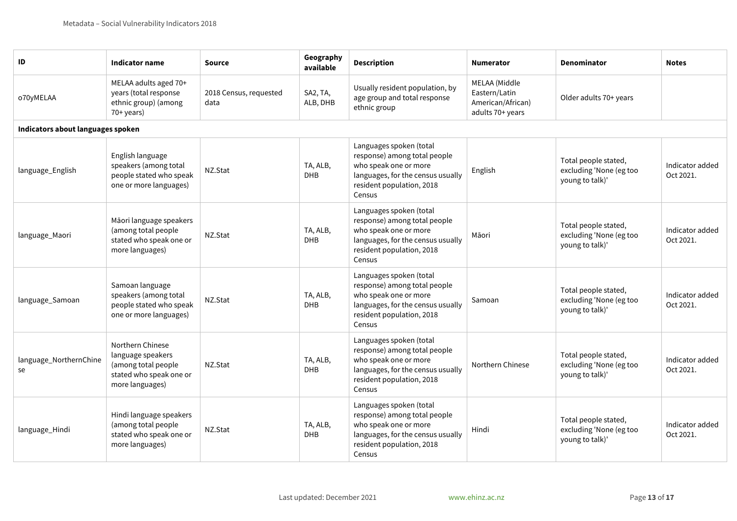| ID | Indicator name | Source | Geography available | Description | Numerator | Denominator | Notes |
|---|---|---|---|---|---|---|---|
| o70yMELAA | MELAA adults aged 70+ years (total response ethnic group) (among 70+ years) | 2018 Census, requested data | SA2, TA, ALB, DHB | Usually resident population, by age group and total response ethnic group | MELAA (Middle Eastern/Latin American/African) adults 70+ years | Older adults 70+ years | |
| **Indicators about languages spoken** | | | | | | | |
| language_English | English language speakers (among total people stated who speak one or more languages) | NZ.Stat | TA, ALB, DHB | Languages spoken (total response) among total people who speak one or more languages, for the census usually resident population, 2018 Census | English | Total people stated, excluding 'None (eg too young to talk)' | Indicator added Oct 2021. |
| language_Maori | Māori language speakers (among total people stated who speak one or more languages) | NZ.Stat | TA, ALB, DHB | Languages spoken (total response) among total people who speak one or more languages, for the census usually resident population, 2018 Census | Māori | Total people stated, excluding 'None (eg too young to talk)' | Indicator added Oct 2021. |
| language_Samoan | Samoan language speakers (among total people stated who speak one or more languages) | NZ.Stat | TA, ALB, DHB | Languages spoken (total response) among total people who speak one or more languages, for the census usually resident population, 2018 Census | Samoan | Total people stated, excluding 'None (eg too young to talk)' | Indicator added Oct 2021. |
| language_NorthernChinese | Northern Chinese language speakers (among total people stated who speak one or more languages) | NZ.Stat | TA, ALB, DHB | Languages spoken (total response) among total people who speak one or more languages, for the census usually resident population, 2018 Census | Northern Chinese | Total people stated, excluding 'None (eg too young to talk)' | Indicator added Oct 2021. |
| language_Hindi | Hindi language speakers (among total people stated who speak one or more languages) | NZ.Stat | TA, ALB, DHB | Languages spoken (total response) among total people who speak one or more languages, for the census usually resident population, 2018 Census | Hindi | Total people stated, excluding 'None (eg too young to talk)' | Indicator added Oct 2021. |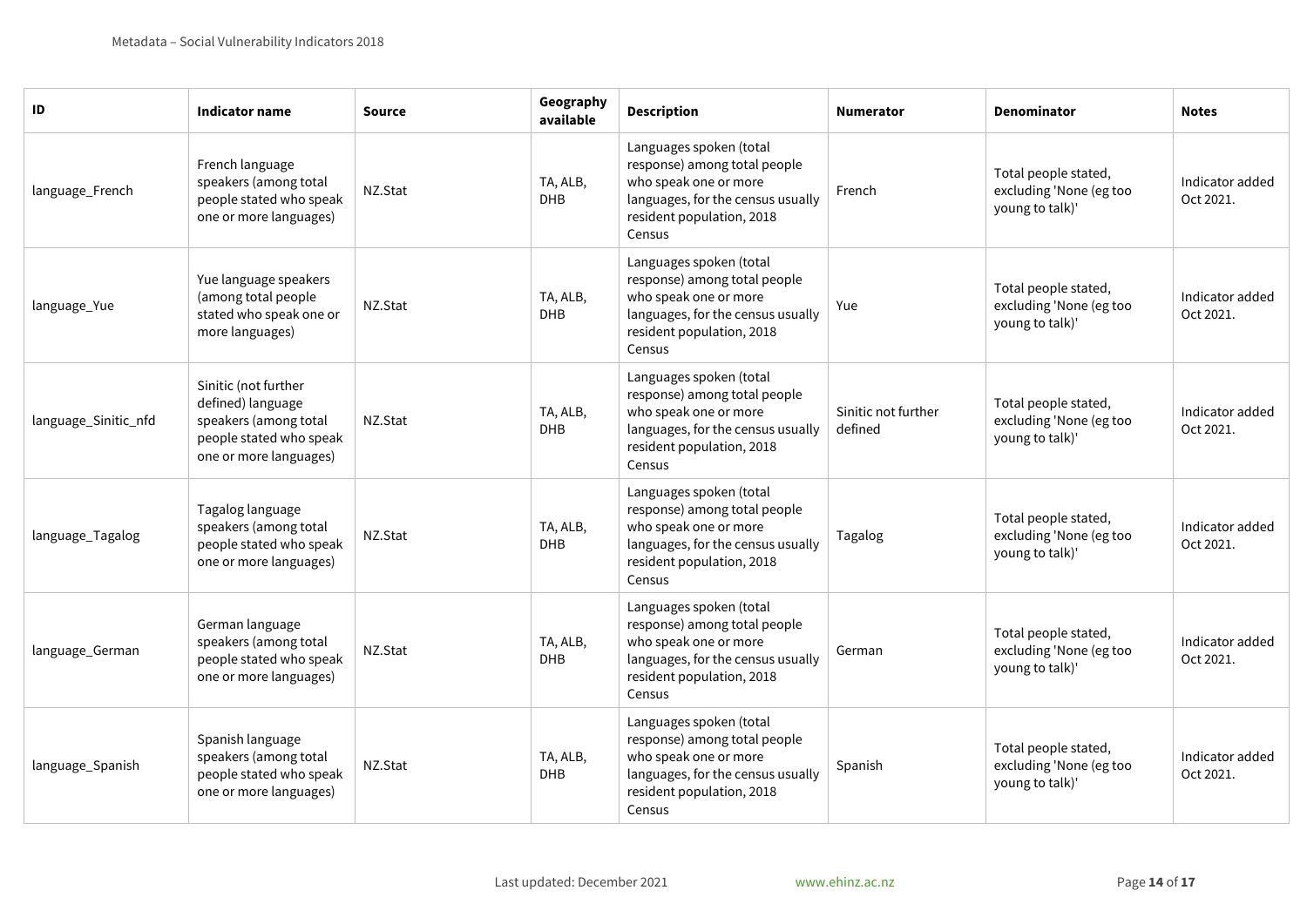| ID | Indicator name | Source | Geography available | Description | Numerator | Denominator | Notes |
|---|---|---|---|---|---|---|---|
| language_French | French language speakers (among total people stated who speak one or more languages) | NZ.Stat | TA, ALB, DHB | Languages spoken (total response) among total people who speak one or more languages, for the census usually resident population, 2018 Census | French | Total people stated, excluding 'None (eg too young to talk)' | Indicator added Oct 2021. |
| language_Yue | Yue language speakers (among total people stated who speak one or more languages) | NZ.Stat | TA, ALB, DHB | Languages spoken (total response) among total people who speak one or more languages, for the census usually resident population, 2018 Census | Yue | Total people stated, excluding 'None (eg too young to talk)' | Indicator added Oct 2021. |
| language_Sinitic_nfd | Sinitic (not further defined) language speakers (among total people stated who speak one or more languages) | NZ.Stat | TA, ALB, DHB | Languages spoken (total response) among total people who speak one or more languages, for the census usually resident population, 2018 Census | Sinitic not further defined | Total people stated, excluding 'None (eg too young to talk)' | Indicator added Oct 2021. |
| language_Tagalog | Tagalog language speakers (among total people stated who speak one or more languages) | NZ.Stat | TA, ALB, DHB | Languages spoken (total response) among total people who speak one or more languages, for the census usually resident population, 2018 Census | Tagalog | Total people stated, excluding 'None (eg too young to talk)' | Indicator added Oct 2021. |
| language_German | German language speakers (among total people stated who speak one or more languages) | NZ.Stat | TA, ALB, DHB | Languages spoken (total response) among total people who speak one or more languages, for the census usually resident population, 2018 Census | German | Total people stated, excluding 'None (eg too young to talk)' | Indicator added Oct 2021. |
| language_Spanish | Spanish language speakers (among total people stated who speak one or more languages) | NZ.Stat | TA, ALB, DHB | Languages spoken (total response) among total people who speak one or more languages, for the census usually resident population, 2018 Census | Spanish | Total people stated, excluding 'None (eg too young to talk)' | Indicator added Oct 2021. |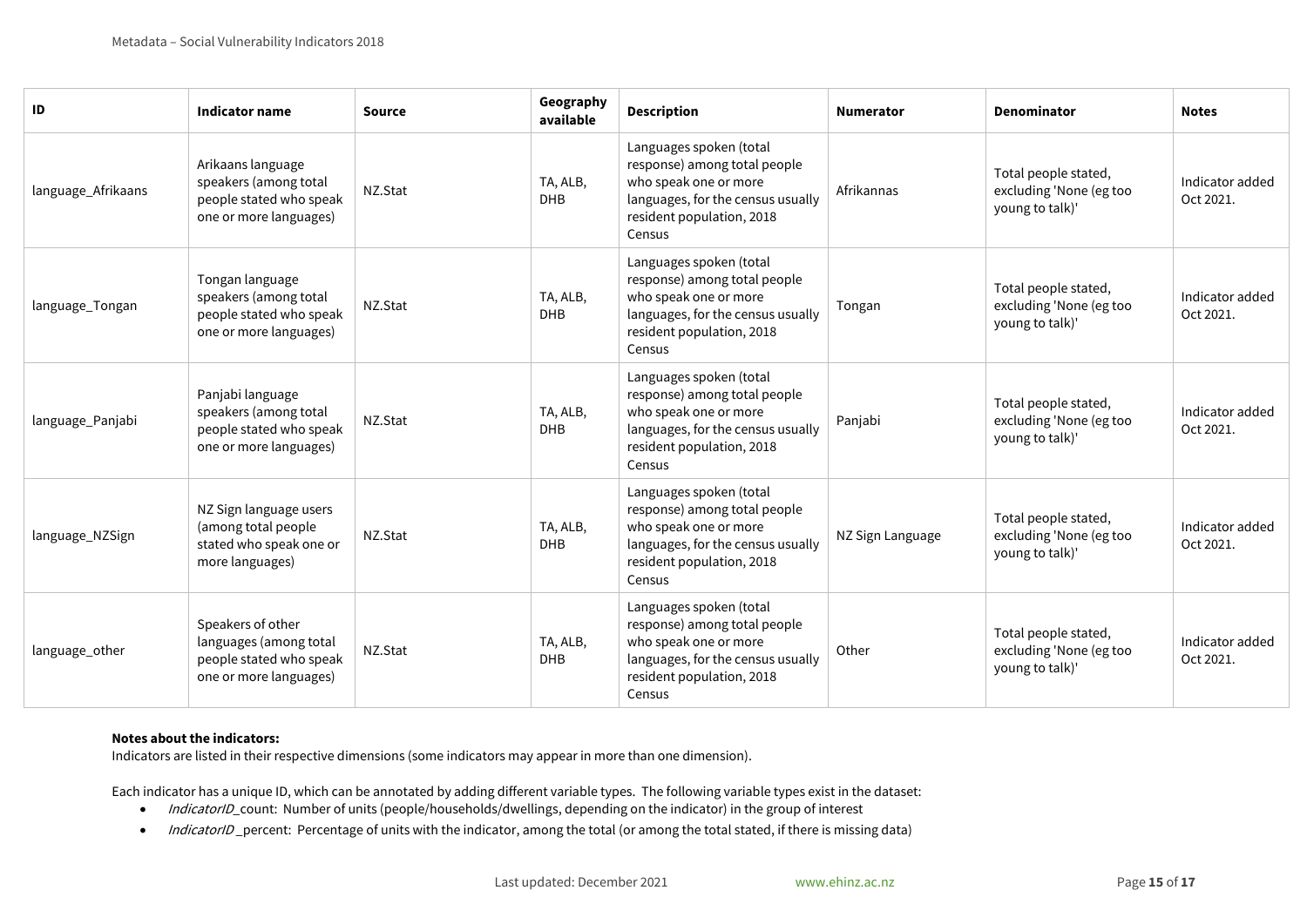| ID | Indicator name | Source | Geography available | Description | Numerator | Denominator | Notes |
|---|---|---|---|---|---|---|---|
| language_Afrikaans | Arikaans language speakers (among total people stated who speak one or more languages) | NZ.Stat | TA, ALB, DHB | Languages spoken (total response) among total people who speak one or more languages, for the census usually resident population, 2018 Census | Afrikannas | Total people stated, excluding 'None (eg too young to talk)' | Indicator added Oct 2021. |
| language_Tongan | Tongan language speakers (among total people stated who speak one or more languages) | NZ.Stat | TA, ALB, DHB | Languages spoken (total response) among total people who speak one or more languages, for the census usually resident population, 2018 Census | Tongan | Total people stated, excluding 'None (eg too young to talk)' | Indicator added Oct 2021. |
| language_Panjabi | Panjabi language speakers (among total people stated who speak one or more languages) | NZ.Stat | TA, ALB, DHB | Languages spoken (total response) among total people who speak one or more languages, for the census usually resident population, 2018 Census | Panjabi | Total people stated, excluding 'None (eg too young to talk)' | Indicator added Oct 2021. |
| language_NZSign | NZ Sign language users (among total people stated who speak one or more languages) | NZ.Stat | TA, ALB, DHB | Languages spoken (total response) among total people who speak one or more languages, for the census usually resident population, 2018 Census | NZ Sign Language | Total people stated, excluding 'None (eg too young to talk)' | Indicator added Oct 2021. |
| language_other | Speakers of other languages (among total people stated who speak one or more languages) | NZ.Stat | TA, ALB, DHB | Languages spoken (total response) among total people who speak one or more languages, for the census usually resident population, 2018 Census | Other | Total people stated, excluding 'None (eg too young to talk)' | Indicator added Oct 2021. |

**Notes about the indicators:**

Indicators are listed in their respective dimensions (some indicators may appear in more than one dimension).

Each indicator has a unique ID, which can be annotated by adding different variable types. The following variable types exist in the dataset:

- *IndicatorID*_count: Number of units (people/households/dwellings, depending on the indicator) in the group of interest
- *IndicatorID* _percent: Percentage of units with the indicator, among the total (or among the total stated, if there is missing data)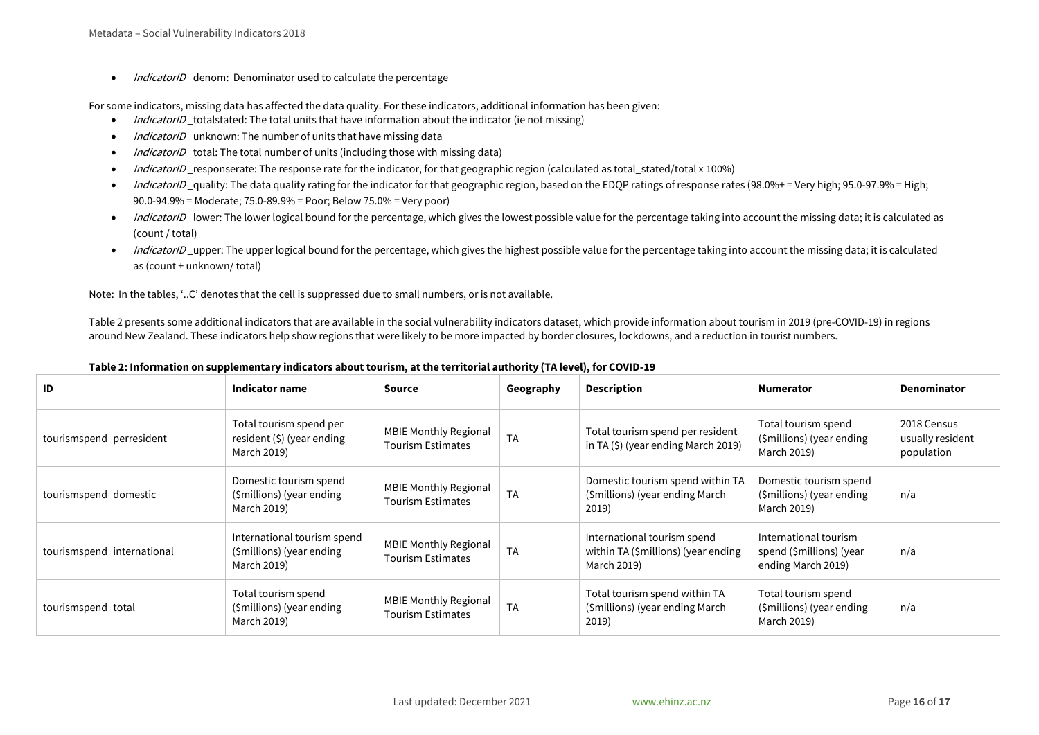- *IndicatorID*_denom: Denominator used to calculate the percentage

For some indicators, missing data has affected the data quality. For these indicators, additional information has been given:

- *IndicatorID*_totalstated: The total units that have information about the indicator (ie not missing)
- *IndicatorID*_unknown: The number of units that have missing data
- *IndicatorID*_total: The total number of units (including those with missing data)
- *IndicatorID*_responserate: The response rate for the indicator, for that geographic region (calculated as total_stated/total x 100%)
- *IndicatorID*_quality: The data quality rating for the indicator for that geographic region, based on the EDQP ratings of response rates (98.0%+ = Very high; 95.0-97.9% = High; 90.0-94.9% = Moderate; 75.0-89.9% = Poor; Below 75.0% = Very poor)
- *IndicatorID*_lower: The lower logical bound for the percentage, which gives the lowest possible value for the percentage taking into account the missing data; it is calculated as (count / total)
- *IndicatorID*_upper: The upper logical bound for the percentage, which gives the highest possible value for the percentage taking into account the missing data; it is calculated as (count + unknown/ total)

Note: In the tables, '..C' denotes that the cell is suppressed due to small numbers, or is not available.

Table 2 presents some additional indicators that are available in the social vulnerability indicators dataset, which provide information about tourism in 2019 (pre-COVID-19) in regions around New Zealand. These indicators help show regions that were likely to be more impacted by border closures, lockdowns, and a reduction in tourist numbers.

**Table 2: Information on supplementary indicators about tourism, at the territorial authority (TA level), for COVID-19**

| ID | Indicator name | Source | Geography | Description | Numerator | Denominator |
|---|---|---|---|---|---|---|
| tourismspend_perresident | Total tourism spend per resident ($) (year ending March 2019) | MBIE Monthly Regional Tourism Estimates | TA | Total tourism spend per resident in TA ($) (year ending March 2019) | Total tourism spend ($millions) (year ending March 2019) | 2018 Census usually resident population |
| tourismspend_domestic | Domestic tourism spend ($millions) (year ending March 2019) | MBIE Monthly Regional Tourism Estimates | TA | Domestic tourism spend within TA ($millions) (year ending March 2019) | Domestic tourism spend ($millions) (year ending March 2019) | n/a |
| tourismspend_international | International tourism spend ($millions) (year ending March 2019) | MBIE Monthly Regional Tourism Estimates | TA | International tourism spend within TA ($millions) (year ending March 2019) | International tourism spend ($millions) (year ending March 2019) | n/a |
| tourismspend_total | Total tourism spend ($millions) (year ending March 2019) | MBIE Monthly Regional Tourism Estimates | TA | Total tourism spend within TA ($millions) (year ending March 2019) | Total tourism spend ($millions) (year ending March 2019) | n/a |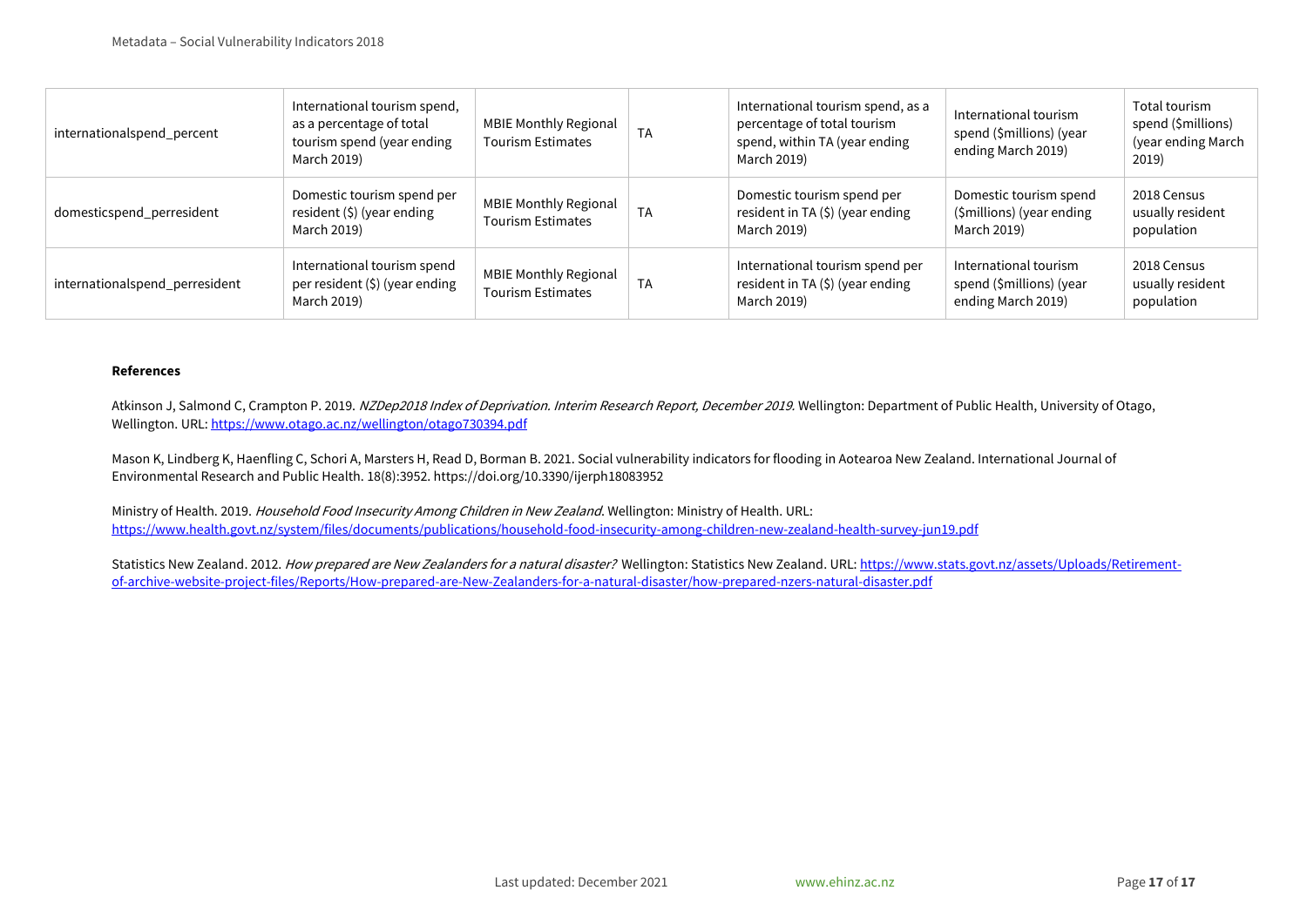| | | | | | | |
|---|---|---|---|---|---|---|
| internationalspend_percent | International tourism spend, as a percentage of total tourism spend (year ending March 2019) | MBIE Monthly Regional Tourism Estimates | TA | International tourism spend, as a percentage of total tourism spend, within TA (year ending March 2019) | International tourism spend ($millions) (year ending March 2019) | Total tourism spend ($millions) (year ending March 2019) |
| domesticspend_perresident | Domestic tourism spend per resident ($) (year ending March 2019) | MBIE Monthly Regional Tourism Estimates | TA | Domestic tourism spend per resident in TA ($) (year ending March 2019) | Domestic tourism spend ($millions) (year ending March 2019) | 2018 Census usually resident population |
| internationalspend_perresident | International tourism spend per resident ($) (year ending March 2019) | MBIE Monthly Regional Tourism Estimates | TA | International tourism spend per resident in TA ($) (year ending March 2019) | International tourism spend ($millions) (year ending March 2019) | 2018 Census usually resident population |

**References**

Atkinson J, Salmond C, Crampton P. 2019. *NZDep2018 Index of Deprivation. Interim Research Report, December 2019.* Wellington: Department of Public Health, University of Otago, Wellington. URL: https://www.otago.ac.nz/wellington/otago730394.pdf

Mason K, Lindberg K, Haenfling C, Schori A, Marsters H, Read D, Borman B. 2021. Social vulnerability indicators for flooding in Aotearoa New Zealand. International Journal of Environmental Research and Public Health. 18(8):3952. https://doi.org/10.3390/ijerph18083952

Ministry of Health. 2019. *Household Food Insecurity Among Children in New Zealand.* Wellington: Ministry of Health. URL: https://www.health.govt.nz/system/files/documents/publications/household-food-insecurity-among-children-new-zealand-health-survey-jun19.pdf

Statistics New Zealand. 2012. *How prepared are New Zealanders for a natural disaster?* Wellington: Statistics New Zealand. URL: https://www.stats.govt.nz/assets/Uploads/Retirement-of-archive-website-project-files/Reports/How-prepared-are-New-Zealanders-for-a-natural-disaster/how-prepared-nzers-natural-disaster.pdf